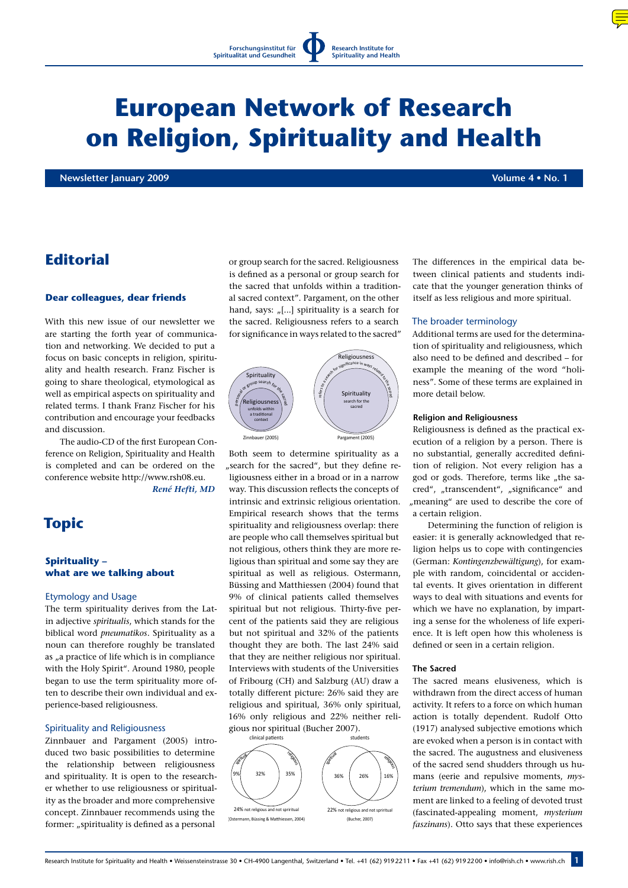Forschungsinstitut für Spiritualität und Gesundheit | Research Institute for Spirituality and Health

# European Network of Research on Religion, Spirituality and Health

**Newsletter January 2009** — **Volume 4 • No. 1**

## Editorial

### Dear colleagues, dear friends

With this new issue of our newsletter we are starting the forth year of communication and networking. We decided to put a focus on basic concepts in religion, spirituality and health research. Franz Fischer is going to share theological, etymological as well as empirical aspects on spirituality and related terms. I thank Franz Fischer for his contribution and encourage your feedbacks and discussion.

The audio-CD of the first European Conference on Religion, Spirituality and Health is completed and can be ordered on the conference website http://www.rsh08.eu.

*René Hefti, MD*

## Topic

### Spirituality – what are we talking about

#### Etymology and Usage

The term spirituality derives from the Latin adjective *spiritualis*, which stands for the biblical word *pneumatikos*. Spirituality as a noun can therefore roughly be translated as „a practice of life which is in compliance with the Holy Spirit". Around 1980, people began to use the term spirituality more often to describe their own individual and experience-based religiousness.

#### Spirituality and Religiousness

Zinnbauer and Pargament (2005) introduced two basic possibilities to determine the relationship between religiousness and spirituality. It is open to the researcher whether to use religiousness or spirituality as the broader and more comprehensive concept. Zinnbauer recommends using the former: „spirituality is defined as a personal or group search for the sacred. Religiousness is defined as a personal or group search for the sacred that unfolds within a traditional sacred context". Pargament, on the other hand, says: „[...] spirituality is a search for the sacred. Religiousness refers to a search for significance in ways related to the sacred"

Spirituality: personal or group search for the sacred; Religiousness: unfolds within a traditional context — Zinnbauer (2005)

Religiousness: refers to a search for significance in ways related to the sacred; Spirituality: search for the sacred — Pargament (2005)

Both seem to determine spirituality as a „search for the sacred", but they define religiousness either in a broad or in a narrow way. This discussion reflects the concepts of intrinsic and extrinsic religious orientation. Empirical research shows that the terms spirituality and religiousness overlap: there are people who call themselves spiritual but not religious, others think they are more religious than spiritual and some say they are spiritual as well as religious. Ostermann, Büssing and Matthiessen (2004) found that 9% of clinical patients called themselves spiritual but not religious. Thirty-five percent of the patients said they are religious but not spiritual and 32% of the patients thought they are both. The last 24% said that they are neither religious nor spiritual. Interviews with students of the Universities of Fribourg (CH) and Salzburg (AU) draw a totally different picture: 26% said they are religious and spiritual, 36% only spiritual, 16% only religious and 22% neither religious nor spiritual (Bucher 2007).

clinical patients: spiritual 9% | 32% | religious 35%; 24% not religious and not spiritual (Ostermann, Büssing & Matthiessen, 2004)

students: spiritual 36% | 26% | religious 16%; 22% not religious and not spiritual (Bucher, 2007)

The differences in the empirical data between clinical patients and students indicate that the younger generation thinks of itself as less religious and more spiritual.

#### The broader terminology

Additional terms are used for the determination of spirituality and religiousness, which also need to be defined and described – for example the meaning of the word "holiness". Some of these terms are explained in more detail below.

##### Religion and Religiousness

Religiousness is defined as the practical execution of a religion by a person. There is no substantial, generally accredited definition of religion. Not every religion has a god or gods. Therefore, terms like „the sacred", „transcendent", „significance" and „meaning" are used to describe the core of a certain religion.

Determining the function of religion is easier: it is generally acknowledged that religion helps us to cope with contingencies (German: *Kontingenzbewältigung*), for example with random, coincidental or accidental events. It gives orientation in different ways to deal with situations and events for which we have no explanation, by imparting a sense for the wholeness of life experience. It is left open how this wholeness is defined or seen in a certain religion.

##### The Sacred

The sacred means elusiveness, which is withdrawn from the direct access of human activity. It refers to a force on which human action is totally dependent. Rudolf Otto (1917) analysed subjective emotions which are evoked when a person is in contact with the sacred. The augustness and elusiveness of the sacred send shudders through us humans (eerie and repulsive moments, *mysterium tremendum*), which in the same moment are linked to a feeling of devoted trust (fascinated-appealing moment, *mysterium faszinans*). Otto says that these experiences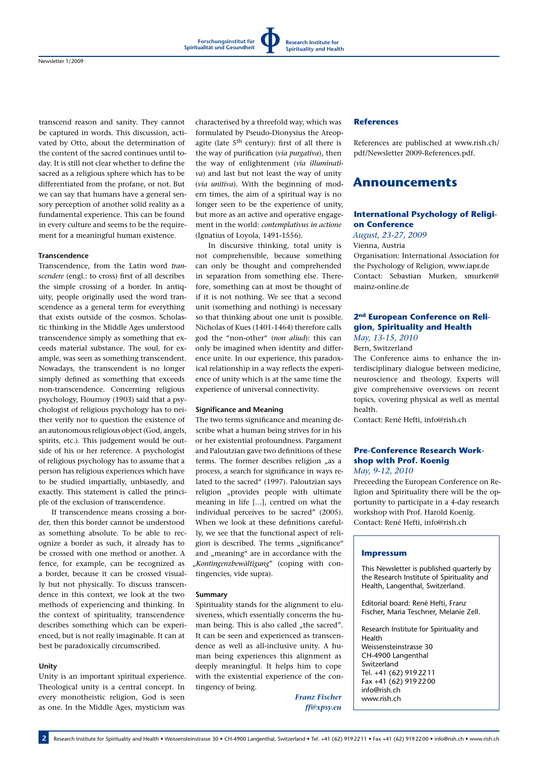transcend reason and sanity. They cannot be captured in words. This discussion, activated by Otto, about the determination of the content of the sacred continues until today. It is still not clear whether to define the sacred as a religious sphere which has to be differentiated from the profane, or not. But we can say that humans have a general sensory perception of another solid reality as a fundamental experience. This can be found in every culture and seems to be the requirement for a meaningful human existence.

#### Transcendence

Transcendence, from the Latin word *transcendere* (engl.: to cross) first of all describes the simple crossing of a border. In antiquity, people originally used the word transcendence as a general term for everything that exists outside of the cosmos. Scholastic thinking in the Middle Ages understood transcendence simply as something that exceeds material substance. The soul, for example, was seen as something transcendent. Nowadays, the transcendent is no longer simply defined as something that exceeds non-transcendence. Concerning religious psychology, Flournoy (1903) said that a psychologist of religious psychology has to neither verify nor to question the existence of an autonomous religious object (God, angels, spirits, etc.). This judgement would be outside of his or her reference. A psychologist of religious psychology has to assume that a person has religious experiences which have to be studied impartially, unbiasedly, and exactly. This statement is called the principle of the exclusion of transcendence.

If transcendence means crossing a border, then this border cannot be understood as something absolute. To be able to recognize a border as such, it already has to be crossed with one method or another. A fence, for example, can be recognized as a border, because it can be crossed visually but not physically. To discuss transcendence in this context, we look at the two methods of experiencing and thinking. In the context of spirituality, transcendence describes something which can be experienced, but is not really imaginable. It can at best be paradoxically circumscribed.

#### Unity

Unity is an important spiritual experience. Theological unity is a central concept. In every monotheistic religion, God is seen as one. In the Middle Ages, mysticism was characterised by a threefold way, which was formulated by Pseudo-Dionysius the Areopagite (late 5th century): first of all there is the way of purification (*via purgativa*), then the way of enlightenment (*via illuminativa*) and last but not least the way of unity (*via unitiva*). With the beginning of modern times, the aim of a spiritual way is no longer seen to be the experience of unity, but more as an active and operative engagement in the world: *contemplativus in actione* (Ignatius of Loyola, 1491-1556).

In discursive thinking, total unity is not comprehensible, because something can only be thought and comprehended in separation from something else. Therefore, something can at most be thought of if it is not nothing. We see that a second unit (something and nothing) is necessary so that thinking about one unit is possible. Nicholas of Kues (1401-1464) therefore calls god the "non-other" (*non aliud*): this can only be imagined when identity and difference unite. In our experience, this paradoxical relationship in a way reflects the experience of unity which is at the same time the experience of universal connectivity.

#### Significance and Meaning

The two terms significance and meaning describe what a human being strives for in his or her existential profoundness. Pargament and Paloutzian gave two definitions of these terms. The former describes religion „as a process, a search for significance in ways related to the sacred" (1997). Paloutzian says religion „provides people with ultimate meaning in life […], centred on what the individual perceives to be sacred" (2005). When we look at these definitions carefully, we see that the functional aspect of religion is described. The terms „significance" and „meaning" are in accordance with the *„Kontingenzbewältigung"* (coping with contingencies, vide supra).

#### Summary

Spirituality stands for the alignment to elusiveness, which essentially concerns the human being. This is also called „the sacred". It can be seen and experienced as transcendence as well as all-inclusive unity. A human being experiences this alignment as deeply meaningful. It helps him to cope with the existential experience of the contingency of being.

***Franz Fischer***
***ff@xpsy.eu***

### References

References are publisched at www.rish.ch/pdf/Newsletter 2009-References.pdf.

## Announcements

### International Psychology of Religion Conference

*August, 23-27, 2009*
Vienna, Austria
Organisation: International Association for the Psychology of Religion, www.iapr.de
Contact: Sebastian Murken, smurken@mainz-online.de

### 2nd European Conference on Religion, Spirituality and Health

*May, 13-15, 2010*
Bern, Switzerland
The Conference aims to enhance the interdisciplinary dialogue between medicine, neuroscience and theology. Experts will give comprehensive overviews on recent topics, covering physical as well as mental health.
Contact: René Hefti, info@rish.ch

### Pre-Conference Research Workshop with Prof. Koenig

*May, 9-12, 2010*
Preceeding the European Conference on Religion and Spirituality there will be the opportunity to participate in a 4-day research workshop with Prof. Harold Koenig.
Contact: René Hefti, info@rish.ch

### Impressum

This Newsletter is published quarterly by the Research Institute of Spirituality and Health, Langenthal, Switzerland.

Editorial board: René Hefti, Franz Fischer, Maria Teschner, Melanie Zell.

Research Institute for Spirituality and Health
Weissensteinstrasse 30
CH-4900 Langenthal
Switzerland
Tel. +41 (62) 919 22 11
Fax +41 (62) 919 22 00
info@rish.ch
www.rish.ch